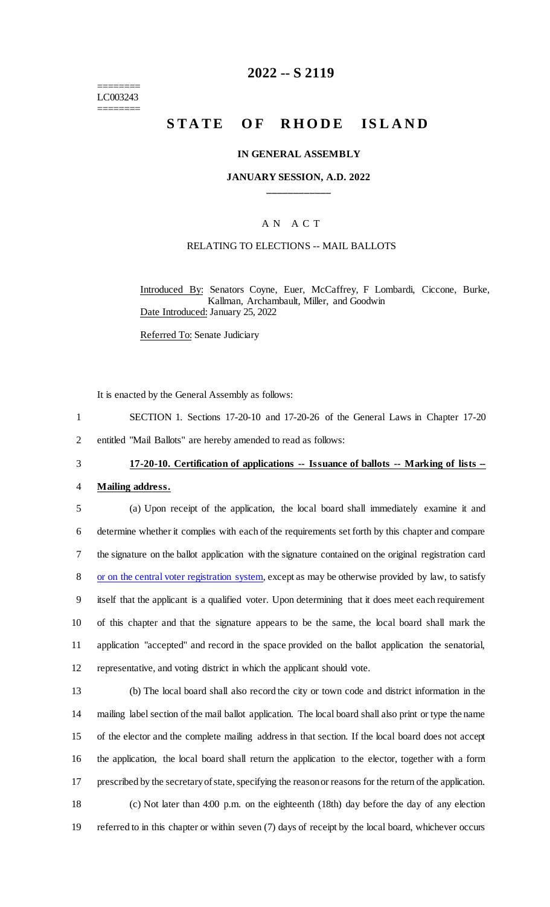========
LC003243
========

# 2022 -- S 2119

# STATE OF RHODE ISLAND

### IN GENERAL ASSEMBLY

### JANUARY SESSION, A.D. 2022

____________

## A N A C T

### RELATING TO ELECTIONS -- MAIL BALLOTS

Introduced By: Senators Coyne, Euer, McCaffrey, F Lombardi, Ciccone, Burke, Kallman, Archambault, Miller, and Goodwin

Date Introduced: January 25, 2022

Referred To: Senate Judiciary

It is enacted by the General Assembly as follows:

1 SECTION 1. Sections 17-20-10 and 17-20-26 of the General Laws in Chapter 17-20
2 entitled "Mail Ballots" are hereby amended to read as follows:

3 **17-20-10. Certification of applications -- Issuance of ballots -- Marking of lists --**
4 **Mailing address.**

5 (a) Upon receipt of the application, the local board shall immediately examine it and
6 determine whether it complies with each of the requirements set forth by this chapter and compare
7 the signature on the ballot application with the signature contained on the original registration card
8 or on the central voter registration system, except as may be otherwise provided by law, to satisfy
9 itself that the applicant is a qualified voter. Upon determining that it does meet each requirement
10 of this chapter and that the signature appears to be the same, the local board shall mark the
11 application "accepted" and record in the space provided on the ballot application the senatorial,
12 representative, and voting district in which the applicant should vote.

13 (b) The local board shall also record the city or town code and district information in the
14 mailing label section of the mail ballot application. The local board shall also print or type the name
15 of the elector and the complete mailing address in that section. If the local board does not accept
16 the application, the local board shall return the application to the elector, together with a form
17 prescribed by the secretary of state, specifying the reason or reasons for the return of the application.

18 (c) Not later than 4:00 p.m. on the eighteenth (18th) day before the day of any election
19 referred to in this chapter or within seven (7) days of receipt by the local board, whichever occurs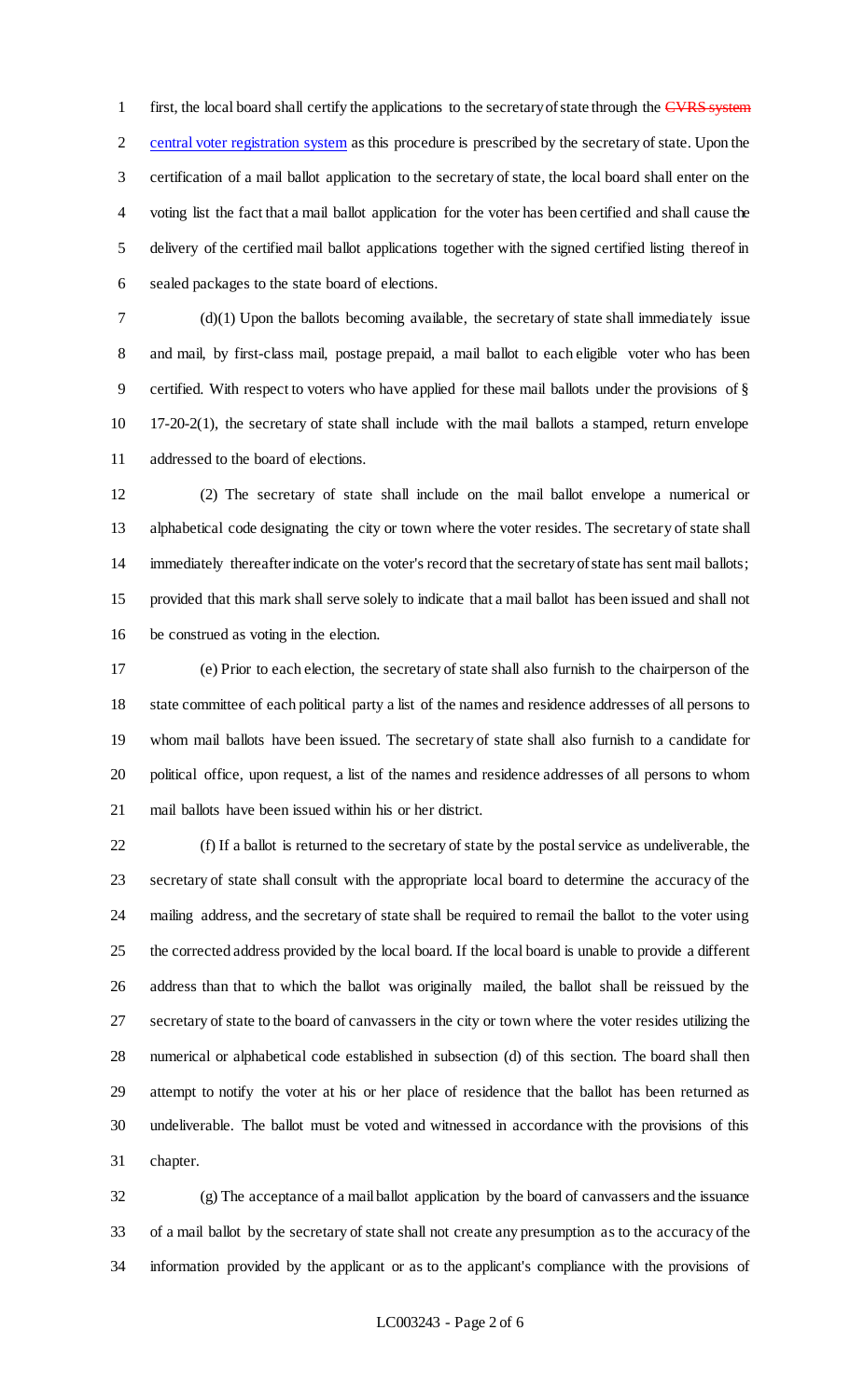first, the local board shall certify the applications to the secretary of state through the ~~CVRS system~~ <u>central voter registration system</u> as this procedure is prescribed by the secretary of state. Upon the certification of a mail ballot application to the secretary of state, the local board shall enter on the voting list the fact that a mail ballot application for the voter has been certified and shall cause the delivery of the certified mail ballot applications together with the signed certified listing thereof in sealed packages to the state board of elections.

(d)(1) Upon the ballots becoming available, the secretary of state shall immediately issue and mail, by first-class mail, postage prepaid, a mail ballot to each eligible voter who has been certified. With respect to voters who have applied for these mail ballots under the provisions of § 17-20-2(1), the secretary of state shall include with the mail ballots a stamped, return envelope addressed to the board of elections.

(2) The secretary of state shall include on the mail ballot envelope a numerical or alphabetical code designating the city or town where the voter resides. The secretary of state shall immediately thereafter indicate on the voter's record that the secretary of state has sent mail ballots; provided that this mark shall serve solely to indicate that a mail ballot has been issued and shall not be construed as voting in the election.

(e) Prior to each election, the secretary of state shall also furnish to the chairperson of the state committee of each political party a list of the names and residence addresses of all persons to whom mail ballots have been issued. The secretary of state shall also furnish to a candidate for political office, upon request, a list of the names and residence addresses of all persons to whom mail ballots have been issued within his or her district.

(f) If a ballot is returned to the secretary of state by the postal service as undeliverable, the secretary of state shall consult with the appropriate local board to determine the accuracy of the mailing address, and the secretary of state shall be required to remail the ballot to the voter using the corrected address provided by the local board. If the local board is unable to provide a different address than that to which the ballot was originally mailed, the ballot shall be reissued by the secretary of state to the board of canvassers in the city or town where the voter resides utilizing the numerical or alphabetical code established in subsection (d) of this section. The board shall then attempt to notify the voter at his or her place of residence that the ballot has been returned as undeliverable. The ballot must be voted and witnessed in accordance with the provisions of this chapter.

(g) The acceptance of a mail ballot application by the board of canvassers and the issuance of a mail ballot by the secretary of state shall not create any presumption as to the accuracy of the information provided by the applicant or as to the applicant's compliance with the provisions of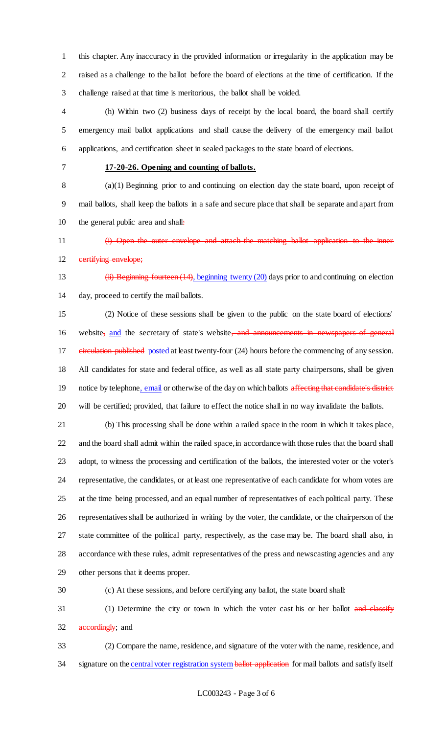this chapter. Any inaccuracy in the provided information or irregularity in the application may be raised as a challenge to the ballot before the board of elections at the time of certification. If the challenge raised at that time is meritorious, the ballot shall be voided.

(h) Within two (2) business days of receipt by the local board, the board shall certify emergency mail ballot applications and shall cause the delivery of the emergency mail ballot applications, and certification sheet in sealed packages to the state board of elections.

**17-20-26. Opening and counting of ballots.**

(a)(1) Beginning prior to and continuing on election day the state board, upon receipt of mail ballots, shall keep the ballots in a safe and secure place that shall be separate and apart from the general public area and shall~~:~~

~~(i) Open the outer envelope and attach the matching ballot application to the inner certifying envelope;~~

~~(ii) Beginning fourteen (14)~~, beginning twenty (20) days prior to and continuing on election day, proceed to certify the mail ballots.

(2) Notice of these sessions shall be given to the public on the state board of elections' website~~,~~ and the secretary of state's website~~, and announcements in newspapers of general circulation published~~ posted at least twenty-four (24) hours before the commencing of any session. All candidates for state and federal office, as well as all state party chairpersons, shall be given notice by telephone, email or otherwise of the day on which ballots ~~affecting that candidate's district~~ will be certified; provided, that failure to effect the notice shall in no way invalidate the ballots.

(b) This processing shall be done within a railed space in the room in which it takes place, and the board shall admit within the railed space, in accordance with those rules that the board shall adopt, to witness the processing and certification of the ballots, the interested voter or the voter's representative, the candidates, or at least one representative of each candidate for whom votes are at the time being processed, and an equal number of representatives of each political party. These representatives shall be authorized in writing by the voter, the candidate, or the chairperson of the state committee of the political party, respectively, as the case may be. The board shall also, in accordance with these rules, admit representatives of the press and newscasting agencies and any other persons that it deems proper.

(c) At these sessions, and before certifying any ballot, the state board shall:

(1) Determine the city or town in which the voter cast his or her ballot ~~and classify accordingly~~; and

(2) Compare the name, residence, and signature of the voter with the name, residence, and signature on the central voter registration system ~~ballot application~~ for mail ballots and satisfy itself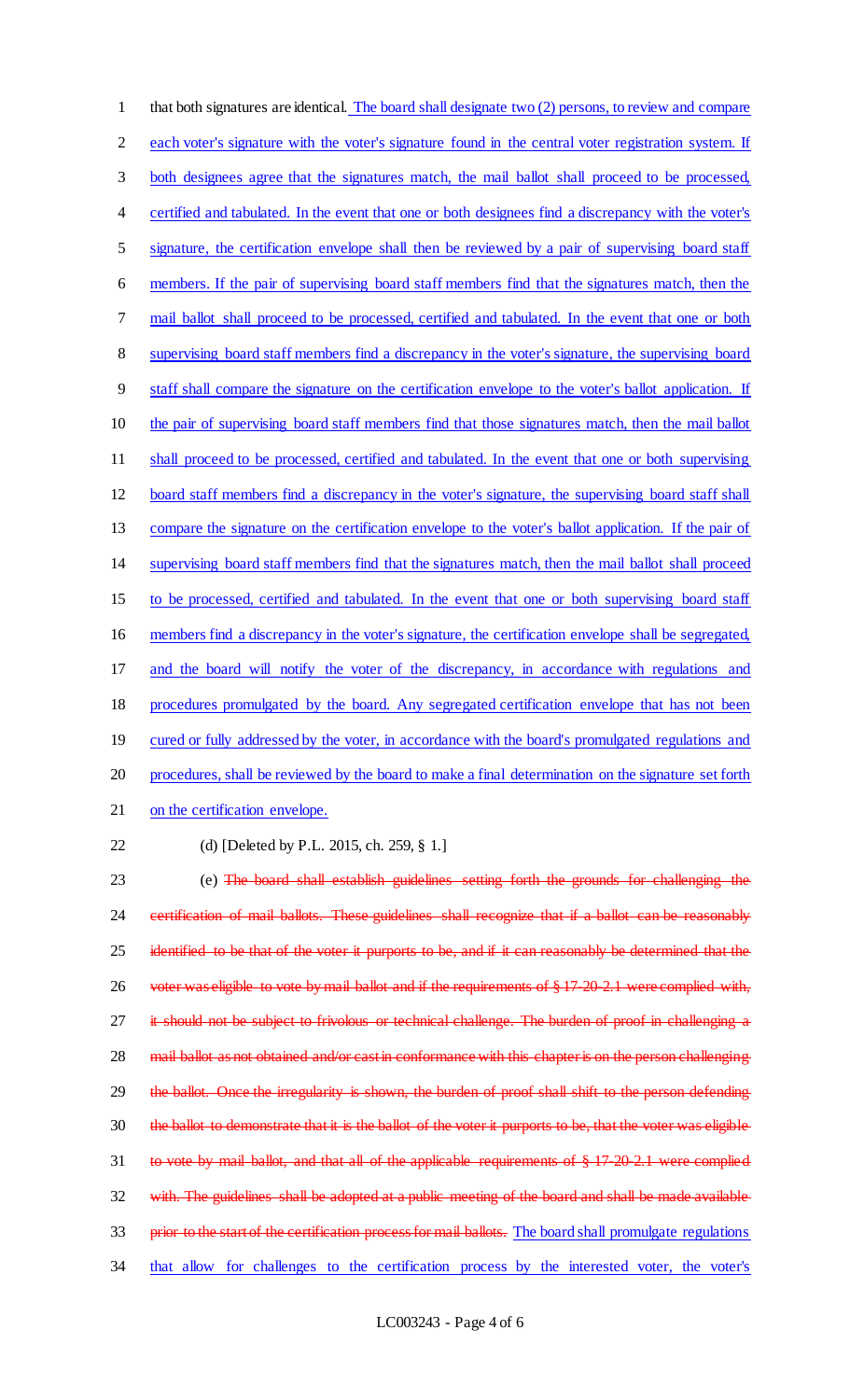that both signatures are identical. The board shall designate two (2) persons, to review and compare each voter's signature with the voter's signature found in the central voter registration system. If both designees agree that the signatures match, the mail ballot shall proceed to be processed, certified and tabulated. In the event that one or both designees find a discrepancy with the voter's signature, the certification envelope shall then be reviewed by a pair of supervising board staff members. If the pair of supervising board staff members find that the signatures match, then the mail ballot shall proceed to be processed, certified and tabulated. In the event that one or both supervising board staff members find a discrepancy in the voter's signature, the supervising board staff shall compare the signature on the certification envelope to the voter's ballot application. If the pair of supervising board staff members find that those signatures match, then the mail ballot shall proceed to be processed, certified and tabulated. In the event that one or both supervising board staff members find a discrepancy in the voter's signature, the supervising board staff shall compare the signature on the certification envelope to the voter's ballot application. If the pair of supervising board staff members find that the signatures match, then the mail ballot shall proceed to be processed, certified and tabulated. In the event that one or both supervising board staff members find a discrepancy in the voter's signature, the certification envelope shall be segregated, and the board will notify the voter of the discrepancy, in accordance with regulations and procedures promulgated by the board. Any segregated certification envelope that has not been cured or fully addressed by the voter, in accordance with the board's promulgated regulations and procedures, shall be reviewed by the board to make a final determination on the signature set forth on the certification envelope.

(d) [Deleted by P.L. 2015, ch. 259, § 1.]

(e) ~~The board shall establish guidelines setting forth the grounds for challenging the certification of mail ballots. These guidelines shall recognize that if a ballot can be reasonably identified to be that of the voter it purports to be, and if it can reasonably be determined that the voter was eligible to vote by mail ballot and if the requirements of § 17-20-2.1 were complied with, it should not be subject to frivolous or technical challenge. The burden of proof in challenging a mail ballot as not obtained and/or cast in conformance with this chapter is on the person challenging the ballot. Once the irregularity is shown, the burden of proof shall shift to the person defending the ballot to demonstrate that it is the ballot of the voter it purports to be, that the voter was eligible to vote by mail ballot, and that all of the applicable requirements of § 17-20-2.1 were complied with. The guidelines shall be adopted at a public meeting of the board and shall be made available prior to the start of the certification process for mail ballots.~~ The board shall promulgate regulations that allow for challenges to the certification process by the interested voter, the voter's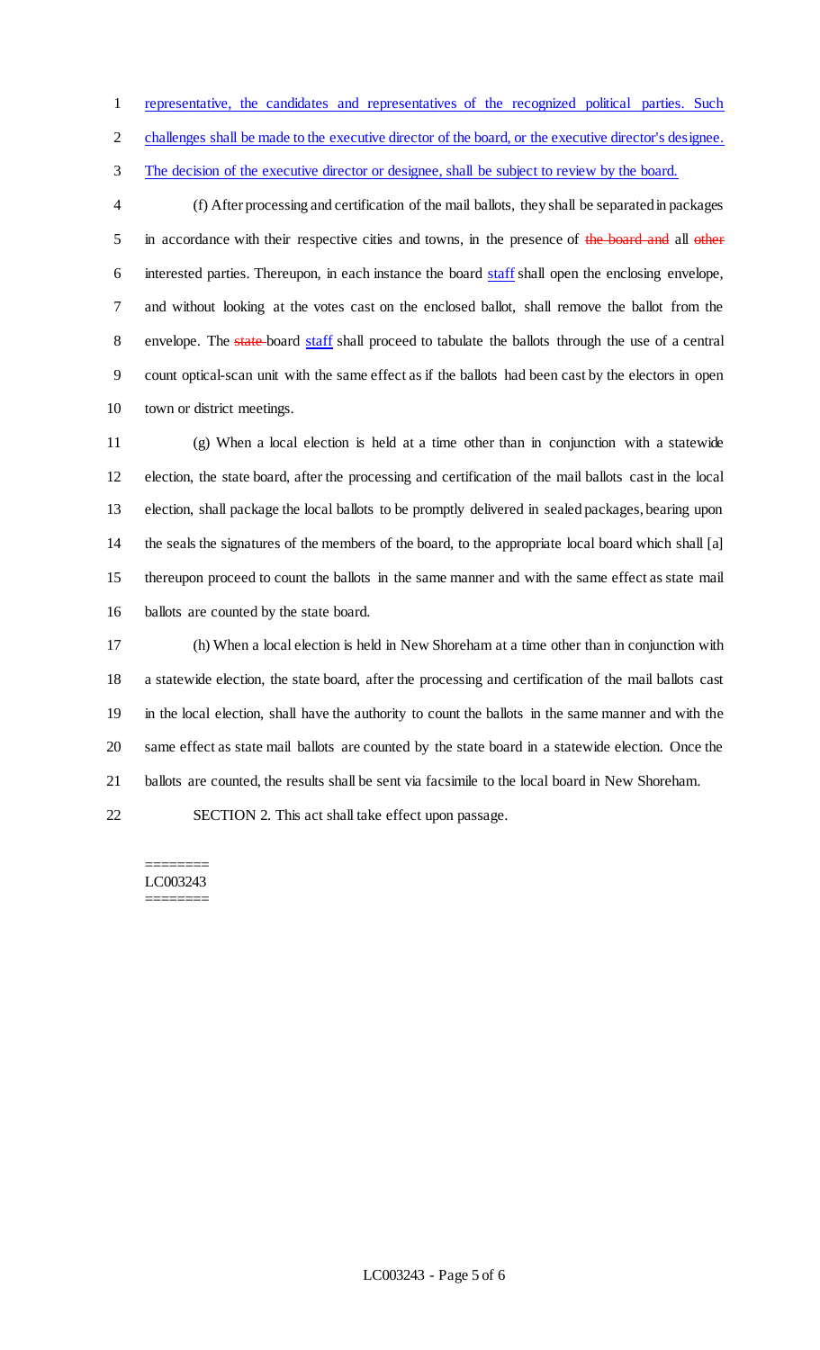representative, the candidates and representatives of the recognized political parties. Such challenges shall be made to the executive director of the board, or the executive director's designee. The decision of the executive director or designee, shall be subject to review by the board.

(f) After processing and certification of the mail ballots, they shall be separated in packages in accordance with their respective cities and towns, in the presence of ~~the board and~~ all ~~other~~ interested parties. Thereupon, in each instance the board staff shall open the enclosing envelope, and without looking at the votes cast on the enclosed ballot, shall remove the ballot from the envelope. The ~~state~~ board staff shall proceed to tabulate the ballots through the use of a central count optical-scan unit with the same effect as if the ballots had been cast by the electors in open town or district meetings.

(g) When a local election is held at a time other than in conjunction with a statewide election, the state board, after the processing and certification of the mail ballots cast in the local election, shall package the local ballots to be promptly delivered in sealed packages, bearing upon the seals the signatures of the members of the board, to the appropriate local board which shall [a] thereupon proceed to count the ballots in the same manner and with the same effect as state mail ballots are counted by the state board.

(h) When a local election is held in New Shoreham at a time other than in conjunction with a statewide election, the state board, after the processing and certification of the mail ballots cast in the local election, shall have the authority to count the ballots in the same manner and with the same effect as state mail ballots are counted by the state board in a statewide election. Once the ballots are counted, the results shall be sent via facsimile to the local board in New Shoreham.

SECTION 2. This act shall take effect upon passage.

========
LC003243
========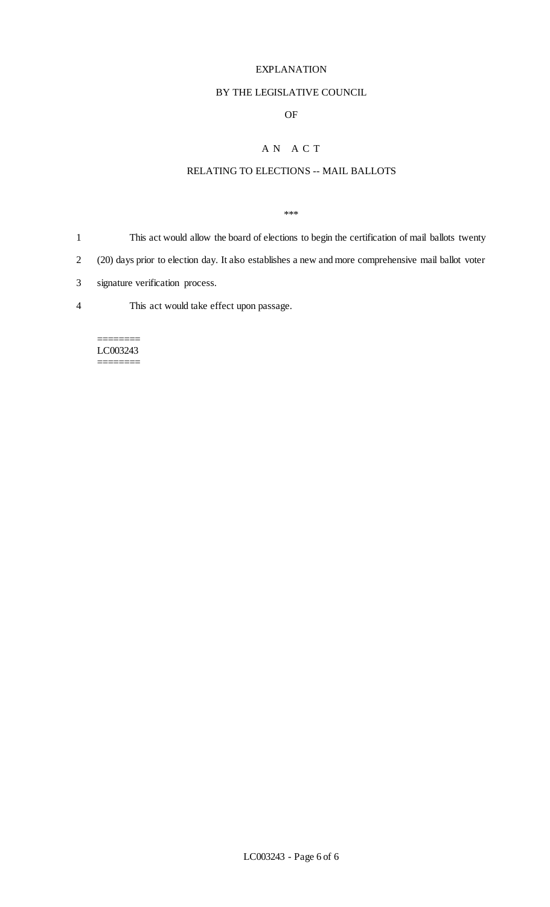EXPLANATION

BY THE LEGISLATIVE COUNCIL

OF

A N A C T

RELATING TO ELECTIONS -- MAIL BALLOTS

\*\*\*

1 This act would allow the board of elections to begin the certification of mail ballots twenty
2 (20) days prior to election day. It also establishes a new and more comprehensive mail ballot voter
3 signature verification process.
4 This act would take effect upon passage.

========
LC003243
========